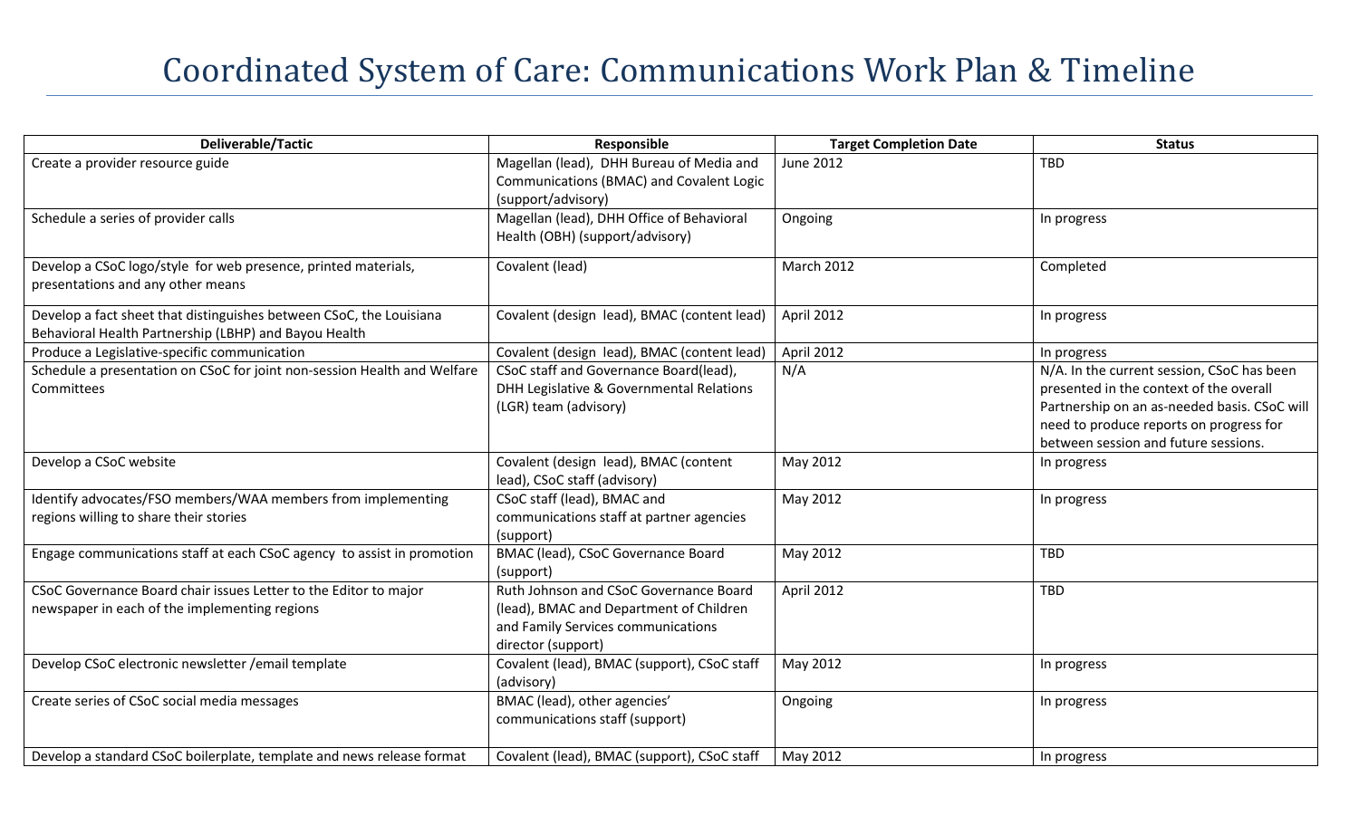# Coordinated System of Care: Communications Work Plan & Timeline

| Deliverable/Tactic | Responsible | Target Completion Date | Status |
|---|---|---|---|
| Create a provider resource guide | Magellan (lead), DHH Bureau of Media and Communications (BMAC) and Covalent Logic (support/advisory) | June 2012 | TBD |
| Schedule a series of provider calls | Magellan (lead), DHH Office of Behavioral Health (OBH) (support/advisory) | Ongoing | In progress |
| Develop a CSoC logo/style for web presence, printed materials, presentations and any other means | Covalent (lead) | March 2012 | Completed |
| Develop a fact sheet that distinguishes between CSoC, the Louisiana Behavioral Health Partnership (LBHP) and Bayou Health | Covalent (design lead), BMAC (content lead) | April 2012 | In progress |
| Produce a Legislative-specific communication | Covalent (design lead), BMAC (content lead) | April 2012 | In progress |
| Schedule a presentation on CSoC for joint non-session Health and Welfare Committees | CSoC staff and Governance Board(lead), DHH Legislative & Governmental Relations (LGR) team (advisory) | N/A | N/A. In the current session, CSoC has been presented in the context of the overall Partnership on an as-needed basis. CSoC will need to produce reports on progress for between session and future sessions. |
| Develop a CSoC website | Covalent (design lead), BMAC (content lead), CSoC staff (advisory) | May 2012 | In progress |
| Identify advocates/FSO members/WAA members from implementing regions willing to share their stories | CSoC staff (lead), BMAC and communications staff at partner agencies (support) | May 2012 | In progress |
| Engage communications staff at each CSoC agency to assist in promotion | BMAC (lead), CSoC Governance Board (support) | May 2012 | TBD |
| CSoC Governance Board chair issues Letter to the Editor to major newspaper in each of the implementing regions | Ruth Johnson and CSoC Governance Board (lead), BMAC and Department of Children and Family Services communications director (support) | April 2012 | TBD |
| Develop CSoC electronic newsletter /email template | Covalent (lead), BMAC (support), CSoC staff (advisory) | May 2012 | In progress |
| Create series of CSoC social media messages | BMAC (lead), other agencies' communications staff (support) | Ongoing | In progress |
| Develop a standard CSoC boilerplate, template and news release format | Covalent (lead), BMAC (support), CSoC staff | May 2012 | In progress |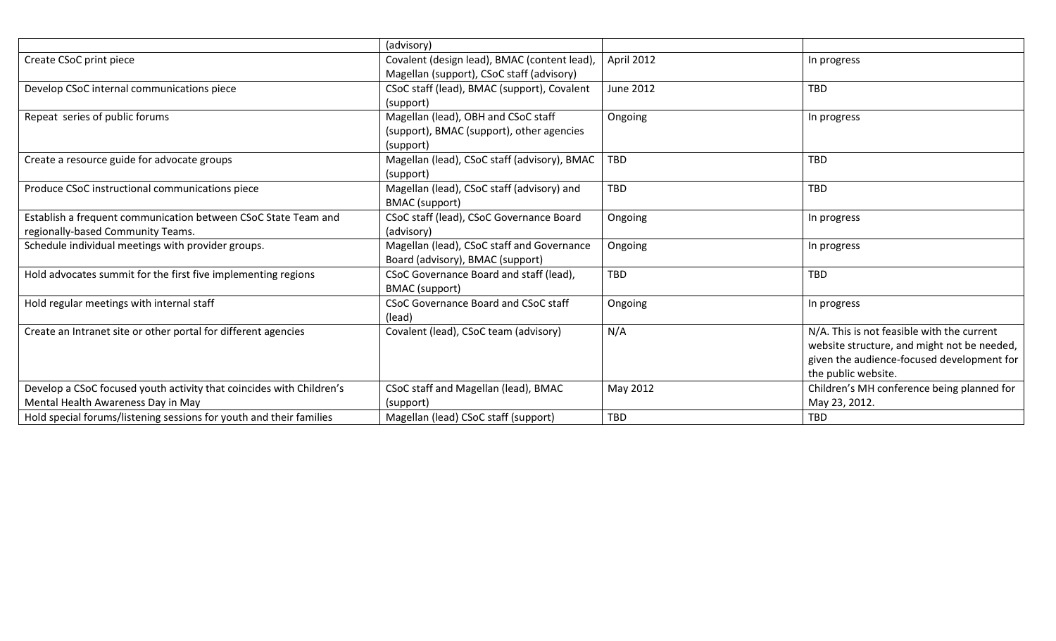| | | | |
|---|---|---|---|
| | (advisory) | | |
| Create CSoC print piece | Covalent (design lead), BMAC (content lead), Magellan (support), CSoC staff (advisory) | April 2012 | In progress |
| Develop CSoC internal communications piece | CSoC staff (lead), BMAC (support), Covalent (support) | June 2012 | TBD |
| Repeat series of public forums | Magellan (lead), OBH and CSoC staff (support), BMAC (support), other agencies (support) | Ongoing | In progress |
| Create a resource guide for advocate groups | Magellan (lead), CSoC staff (advisory), BMAC (support) | TBD | TBD |
| Produce CSoC instructional communications piece | Magellan (lead), CSoC staff (advisory) and BMAC (support) | TBD | TBD |
| Establish a frequent communication between CSoC State Team and regionally-based Community Teams. | CSoC staff (lead), CSoC Governance Board (advisory) | Ongoing | In progress |
| Schedule individual meetings with provider groups. | Magellan (lead), CSoC staff and Governance Board (advisory), BMAC (support) | Ongoing | In progress |
| Hold advocates summit for the first five implementing regions | CSoC Governance Board and staff (lead), BMAC (support) | TBD | TBD |
| Hold regular meetings with internal staff | CSoC Governance Board and CSoC staff (lead) | Ongoing | In progress |
| Create an Intranet site or other portal for different agencies | Covalent (lead), CSoC team (advisory) | N/A | N/A. This is not feasible with the current website structure, and might not be needed, given the audience-focused development for the public website. |
| Develop a CSoC focused youth activity that coincides with Children's Mental Health Awareness Day in May | CSoC staff and Magellan (lead), BMAC (support) | May 2012 | Children's MH conference being planned for May 23, 2012. |
| Hold special forums/listening sessions for youth and their families | Magellan (lead) CSoC staff (support) | TBD | TBD |